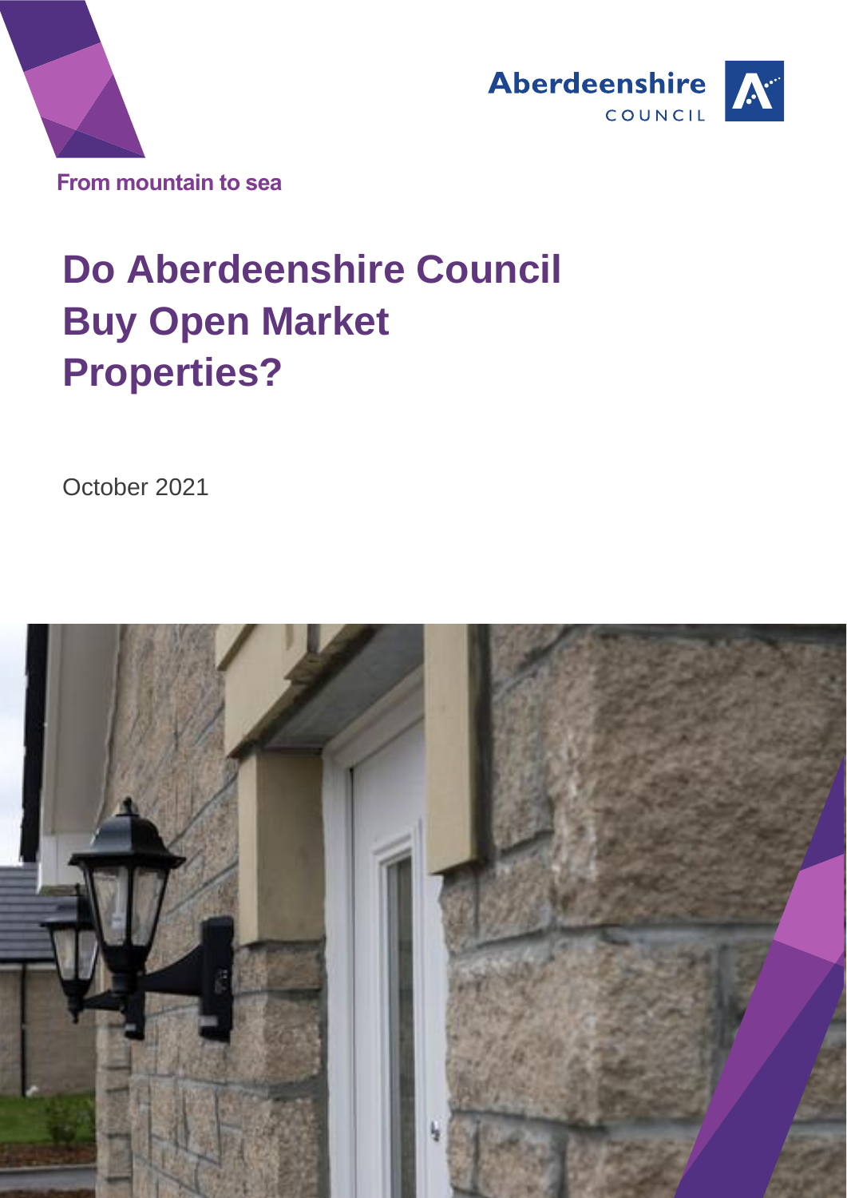Aberdeenshire COUNCIL

From mountain to sea

# Do Aberdeenshire Council Buy Open Market Properties?

October 2021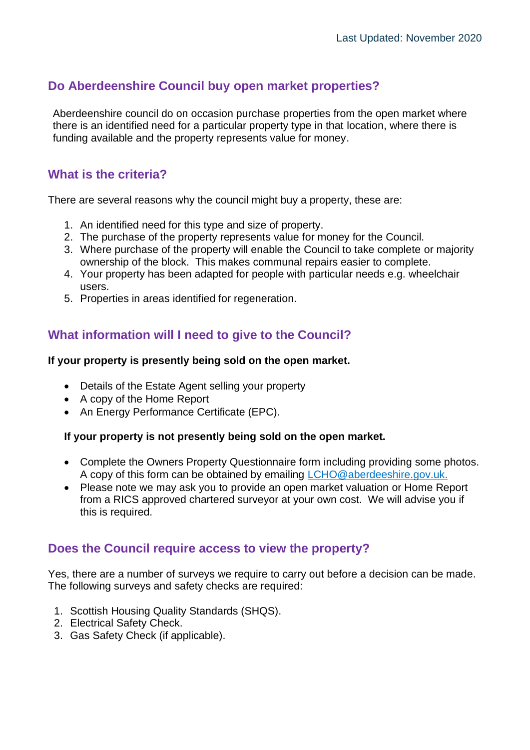Last Updated: November 2020

## Do Aberdeenshire Council buy open market properties?

Aberdeenshire council do on occasion purchase properties from the open market where there is an identified need for a particular property type in that location, where there is funding available and the property represents value for money.

## What is the criteria?

There are several reasons why the council might buy a property, these are:

1. An identified need for this type and size of property.
2. The purchase of the property represents value for money for the Council.
3. Where purchase of the property will enable the Council to take complete or majority ownership of the block. This makes communal repairs easier to complete.
4. Your property has been adapted for people with particular needs e.g. wheelchair users.
5. Properties in areas identified for regeneration.

## What information will I need to give to the Council?

**If your property is presently being sold on the open market.**

- Details of the Estate Agent selling your property
- A copy of the Home Report
- An Energy Performance Certificate (EPC).

**If your property is not presently being sold on the open market.**

- Complete the Owners Property Questionnaire form including providing some photos. A copy of this form can be obtained by emailing LCHO@aberdeeshire.gov.uk.
- Please note we may ask you to provide an open market valuation or Home Report from a RICS approved chartered surveyor at your own cost. We will advise you if this is required.

## Does the Council require access to view the property?

Yes, there are a number of surveys we require to carry out before a decision can be made. The following surveys and safety checks are required:

1. Scottish Housing Quality Standards (SHQS).
2. Electrical Safety Check.
3. Gas Safety Check (if applicable).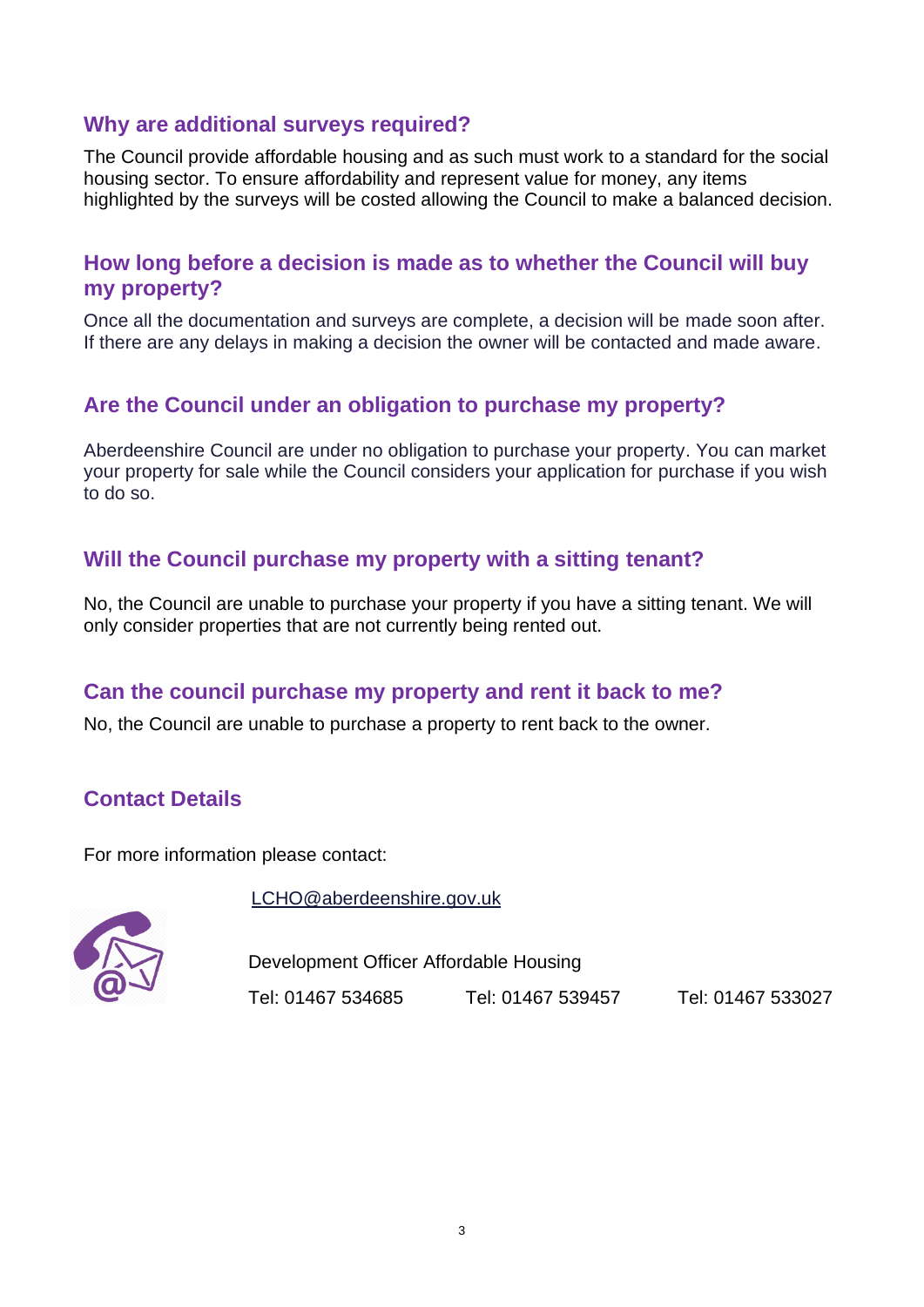## Why are additional surveys required?

The Council provide affordable housing and as such must work to a standard for the social housing sector. To ensure affordability and represent value for money, any items highlighted by the surveys will be costed allowing the Council to make a balanced decision.

## How long before a decision is made as to whether the Council will buy my property?

Once all the documentation and surveys are complete, a decision will be made soon after. If there are any delays in making a decision the owner will be contacted and made aware.

## Are the Council under an obligation to purchase my property?

Aberdeenshire Council are under no obligation to purchase your property. You can market your property for sale while the Council considers your application for purchase if you wish to do so.

## Will the Council purchase my property with a sitting tenant?

No, the Council are unable to purchase your property if you have a sitting tenant. We will only consider properties that are not currently being rented out.

## Can the council purchase my property and rent it back to me?

No, the Council are unable to purchase a property to rent back to the owner.

## Contact Details

For more information please contact:

LCHO@aberdeenshire.gov.uk

Development Officer Affordable Housing

Tel: 01467 534685 Tel: 01467 539457 Tel: 01467 533027